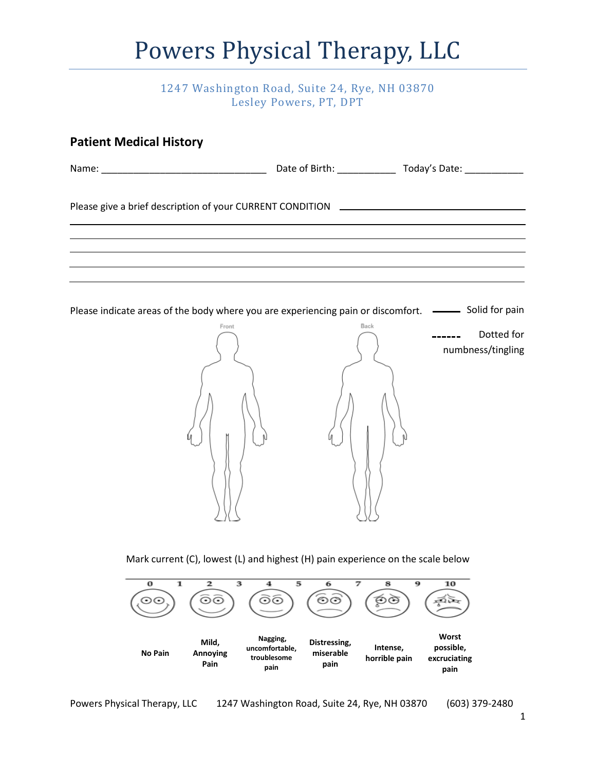# Powers Physical Therapy, LLC

1247 Washington Road, Suite 24, Rye, NH 03870
Lesley Powers, PT, DPT

## Patient Medical History

Name: _______________________________ Date of Birth: ___________ Today's Date: ___________

Please give a brief description of your CURRENT CONDITION ________________________________________

________________________________________________________________________________

________________________________________________________________________________

________________________________________________________________________________

________________________________________________________________________________

________________________________________________________________________________

Please indicate areas of the body where you are experiencing pain or discomfort.

——— Solid for pain

------ Dotted for numbness/tingling

Front

Back

Mark current (C), lowest (L) and highest (H) pain experience on the scale below

| 0 | 1 | 2 | 3 | 4 | 5 | 6 | 7 | 8 | 9 | 10 |
|---|---|---|---|---|---|---|---|---|---|---|
| No Pain | | Mild, Annoying Pain | | Nagging, uncomfortable, troublesome pain | | Distressing, miserable pain | | Intense, horrible pain | | Worst possible, excruciating pain |

Powers Physical Therapy, LLC 1247 Washington Road, Suite 24, Rye, NH 03870 (603) 379-2480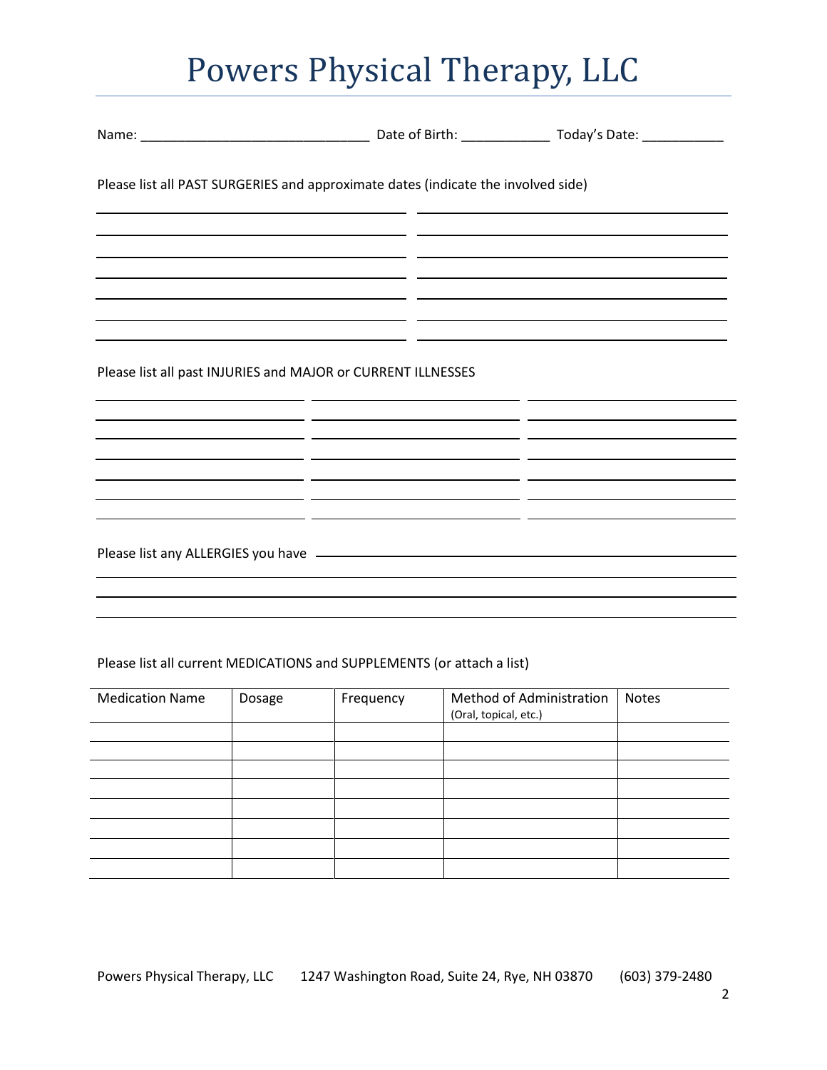# Powers Physical Therapy, LLC

Name: ______________________________ Date of Birth: ___________ Today's Date: ___________

Please list all PAST SURGERIES and approximate dates (indicate the involved side)

Please list all past INJURIES and MAJOR or CURRENT ILLNESSES

Please list any ALLERGIES you have

Please list all current MEDICATIONS and SUPPLEMENTS (or attach a list)

| Medication Name | Dosage | Frequency | Method of Administration (Oral, topical, etc.) | Notes |
| --- | --- | --- | --- | --- |
| | | | | |
| | | | | |
| | | | | |
| | | | | |
| | | | | |
| | | | | |
| | | | | |
| | | | | |

Powers Physical Therapy, LLC 1247 Washington Road, Suite 24, Rye, NH 03870 (603) 379-2480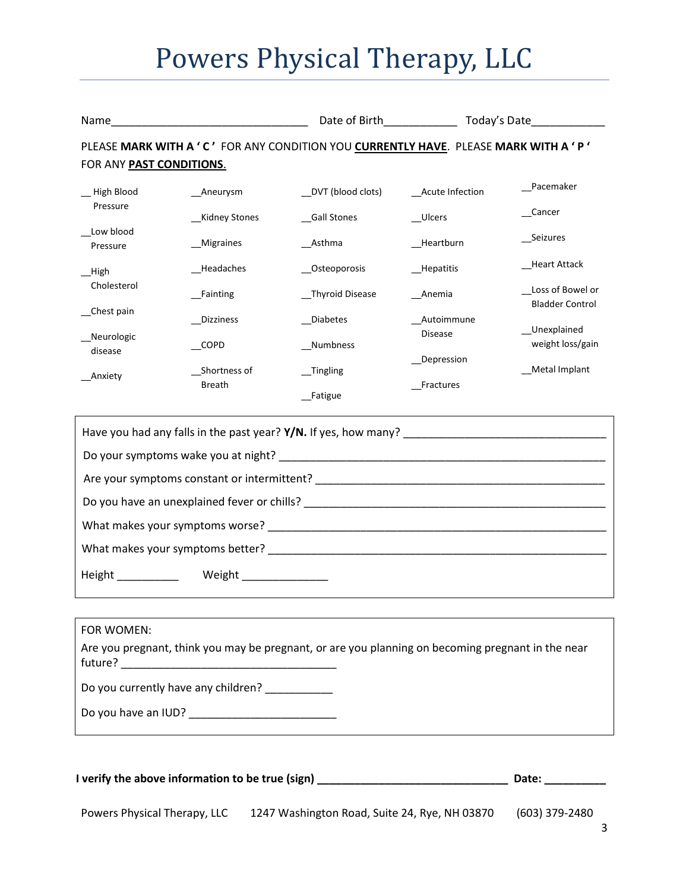# Powers Physical Therapy, LLC

Name________________________________ Date of Birth____________ Today's Date____________

PLEASE **MARK WITH A ' C '** FOR ANY CONDITION YOU **CURRENTLY HAVE**. PLEASE **MARK WITH A ' P '** FOR ANY **PAST CONDITIONS**.

| | | | | |
|---|---|---|---|---|
| __ High Blood Pressure | __Aneurysm | __DVT (blood clots) | __Acute Infection | __Pacemaker |
| __Low blood Pressure | __Kidney Stones | __Gall Stones | __Ulcers | __Cancer |
| __High Cholesterol | __Migraines | __Asthma | __Heartburn | __Seizures |
| __Chest pain | __Headaches | __Osteoporosis | __Hepatitis | __Heart Attack |
| __Neurologic disease | __Fainting | __Thyroid Disease | __Anemia | __Loss of Bowel or Bladder Control |
| __Anxiety | __Dizziness | __Diabetes | __Autoimmune Disease | __Unexplained weight loss/gain |
| | __COPD | __Numbness | __Depression | __Metal Implant |
| | __Shortness of Breath | __Tingling | __Fractures | |
| | | __Fatigue | | |

Have you had any falls in the past year? **Y/N.** If yes, how many? ________________________________

Do your symptoms wake you at night? ______________________________________________________

Are your symptoms constant or intermittent? _______________________________________________

Do you have an unexplained fever or chills? _______________________________________________

What makes your symptoms worse? ________________________________________________________

What makes your symptoms better? _______________________________________________________

Height __________ Weight ______________

FOR WOMEN:

Are you pregnant, think you may be pregnant, or are you planning on becoming pregnant in the near future? ___________________________________

Do you currently have any children? ___________

Do you have an IUD? ________________________

**I verify the above information to be true (sign) ______________________________ Date: __________**

Powers Physical Therapy, LLC 1247 Washington Road, Suite 24, Rye, NH 03870 (603) 379-2480